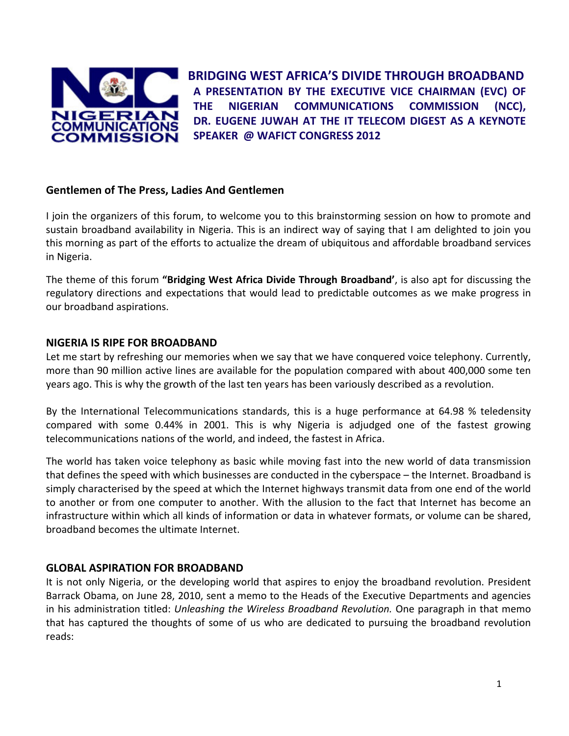# BRIDGING WEST AFRICA'S DIVIDE THROUGH BROADBAND

**A PRESENTATION BY THE EXECUTIVE VICE CHAIRMAN (EVC) OF THE NIGERIAN COMMUNICATIONS COMMISSION (NCC), DR. EUGENE JUWAH AT THE IT TELECOM DIGEST AS A KEYNOTE SPEAKER @ WAFICT CONGRESS 2012**

**Gentlemen of The Press, Ladies And Gentlemen**

I join the organizers of this forum, to welcome you to this brainstorming session on how to promote and sustain broadband availability in Nigeria. This is an indirect way of saying that I am delighted to join you this morning as part of the efforts to actualize the dream of ubiquitous and affordable broadband services in Nigeria.

The theme of this forum **"Bridging West Africa Divide Through Broadband'**, is also apt for discussing the regulatory directions and expectations that would lead to predictable outcomes as we make progress in our broadband aspirations.

## NIGERIA IS RIPE FOR BROADBAND

Let me start by refreshing our memories when we say that we have conquered voice telephony. Currently, more than 90 million active lines are available for the population compared with about 400,000 some ten years ago. This is why the growth of the last ten years has been variously described as a revolution.

By the International Telecommunications standards, this is a huge performance at 64.98 % teledensity compared with some 0.44% in 2001. This is why Nigeria is adjudged one of the fastest growing telecommunications nations of the world, and indeed, the fastest in Africa.

The world has taken voice telephony as basic while moving fast into the new world of data transmission that defines the speed with which businesses are conducted in the cyberspace – the Internet. Broadband is simply characterised by the speed at which the Internet highways transmit data from one end of the world to another or from one computer to another. With the allusion to the fact that Internet has become an infrastructure within which all kinds of information or data in whatever formats, or volume can be shared, broadband becomes the ultimate Internet.

## GLOBAL ASPIRATION FOR BROADBAND

It is not only Nigeria, or the developing world that aspires to enjoy the broadband revolution. President Barrack Obama, on June 28, 2010, sent a memo to the Heads of the Executive Departments and agencies in his administration titled: *Unleashing the Wireless Broadband Revolution.* One paragraph in that memo that has captured the thoughts of some of us who are dedicated to pursuing the broadband revolution reads: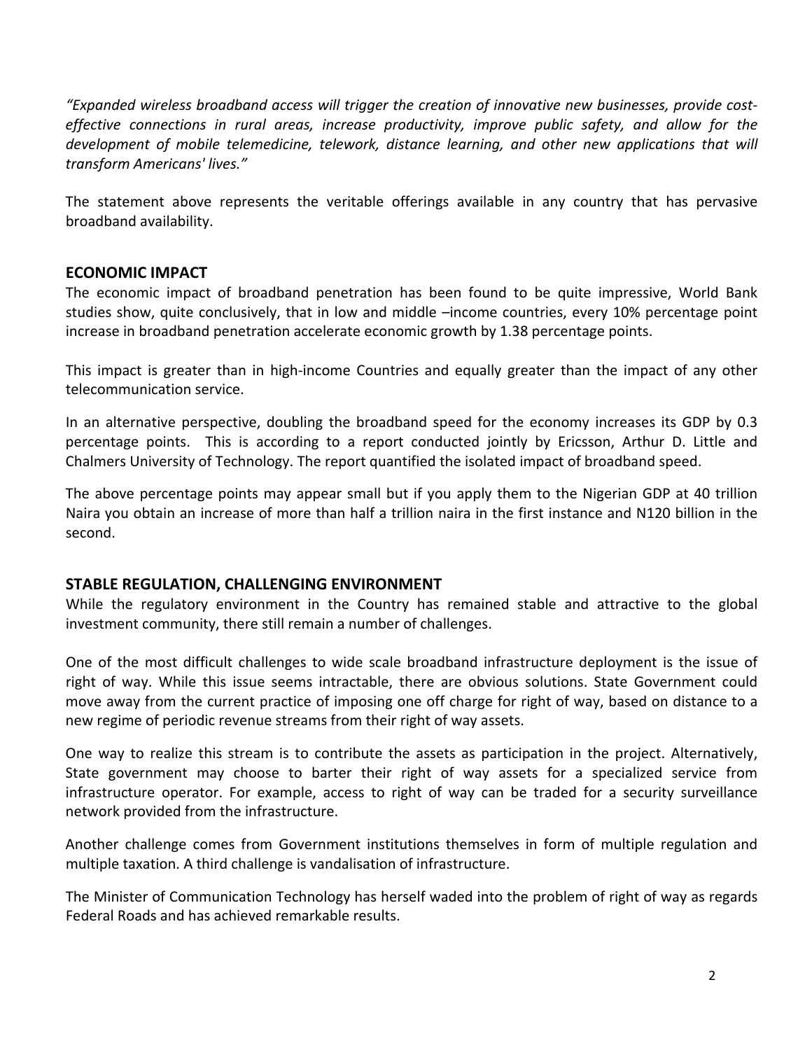*"Expanded wireless broadband access will trigger the creation of innovative new businesses, provide cost-effective connections in rural areas, increase productivity, improve public safety, and allow for the development of mobile telemedicine, telework, distance learning, and other new applications that will transform Americans' lives."*

The statement above represents the veritable offerings available in any country that has pervasive broadband availability.

## ECONOMIC IMPACT

The economic impact of broadband penetration has been found to be quite impressive, World Bank studies show, quite conclusively, that in low and middle –income countries, every 10% percentage point increase in broadband penetration accelerate economic growth by 1.38 percentage points.

This impact is greater than in high-income Countries and equally greater than the impact of any other telecommunication service.

In an alternative perspective, doubling the broadband speed for the economy increases its GDP by 0.3 percentage points. This is according to a report conducted jointly by Ericsson, Arthur D. Little and Chalmers University of Technology. The report quantified the isolated impact of broadband speed.

The above percentage points may appear small but if you apply them to the Nigerian GDP at 40 trillion Naira you obtain an increase of more than half a trillion naira in the first instance and N120 billion in the second.

## STABLE REGULATION, CHALLENGING ENVIRONMENT

While the regulatory environment in the Country has remained stable and attractive to the global investment community, there still remain a number of challenges.

One of the most difficult challenges to wide scale broadband infrastructure deployment is the issue of right of way. While this issue seems intractable, there are obvious solutions. State Government could move away from the current practice of imposing one off charge for right of way, based on distance to a new regime of periodic revenue streams from their right of way assets.

One way to realize this stream is to contribute the assets as participation in the project. Alternatively, State government may choose to barter their right of way assets for a specialized service from infrastructure operator. For example, access to right of way can be traded for a security surveillance network provided from the infrastructure.

Another challenge comes from Government institutions themselves in form of multiple regulation and multiple taxation. A third challenge is vandalisation of infrastructure.

The Minister of Communication Technology has herself waded into the problem of right of way as regards Federal Roads and has achieved remarkable results.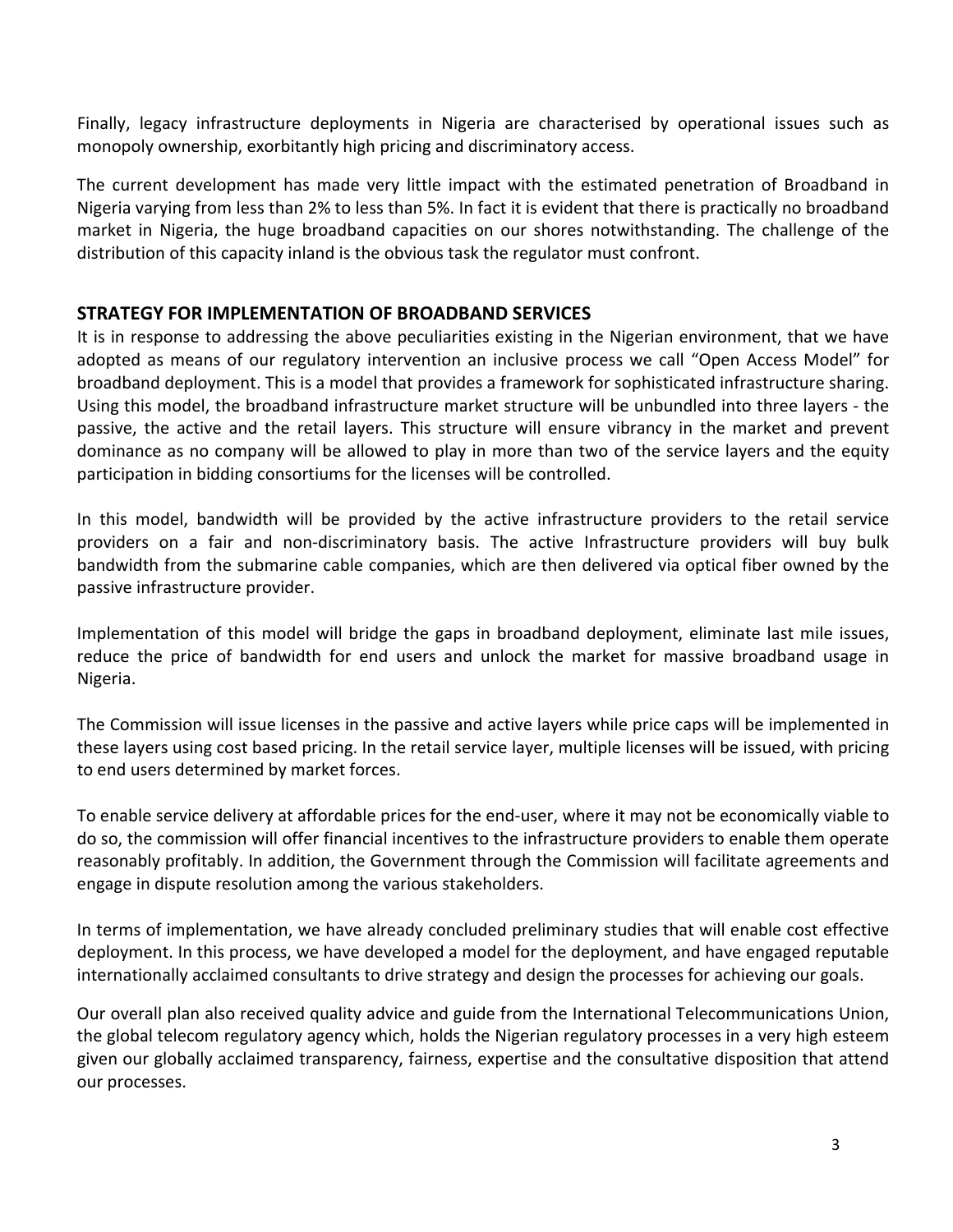Finally, legacy infrastructure deployments in Nigeria are characterised by operational issues such as monopoly ownership, exorbitantly high pricing and discriminatory access.

The current development has made very little impact with the estimated penetration of Broadband in Nigeria varying from less than 2% to less than 5%. In fact it is evident that there is practically no broadband market in Nigeria, the huge broadband capacities on our shores notwithstanding. The challenge of the distribution of this capacity inland is the obvious task the regulator must confront.

## STRATEGY FOR IMPLEMENTATION OF BROADBAND SERVICES

It is in response to addressing the above peculiarities existing in the Nigerian environment, that we have adopted as means of our regulatory intervention an inclusive process we call "Open Access Model" for broadband deployment. This is a model that provides a framework for sophisticated infrastructure sharing. Using this model, the broadband infrastructure market structure will be unbundled into three layers - the passive, the active and the retail layers. This structure will ensure vibrancy in the market and prevent dominance as no company will be allowed to play in more than two of the service layers and the equity participation in bidding consortiums for the licenses will be controlled.

In this model, bandwidth will be provided by the active infrastructure providers to the retail service providers on a fair and non-discriminatory basis. The active Infrastructure providers will buy bulk bandwidth from the submarine cable companies, which are then delivered via optical fiber owned by the passive infrastructure provider.

Implementation of this model will bridge the gaps in broadband deployment, eliminate last mile issues, reduce the price of bandwidth for end users and unlock the market for massive broadband usage in Nigeria.

The Commission will issue licenses in the passive and active layers while price caps will be implemented in these layers using cost based pricing. In the retail service layer, multiple licenses will be issued, with pricing to end users determined by market forces.

To enable service delivery at affordable prices for the end-user, where it may not be economically viable to do so, the commission will offer financial incentives to the infrastructure providers to enable them operate reasonably profitably. In addition, the Government through the Commission will facilitate agreements and engage in dispute resolution among the various stakeholders.

In terms of implementation, we have already concluded preliminary studies that will enable cost effective deployment. In this process, we have developed a model for the deployment, and have engaged reputable internationally acclaimed consultants to drive strategy and design the processes for achieving our goals.

Our overall plan also received quality advice and guide from the International Telecommunications Union, the global telecom regulatory agency which, holds the Nigerian regulatory processes in a very high esteem given our globally acclaimed transparency, fairness, expertise and the consultative disposition that attend our processes.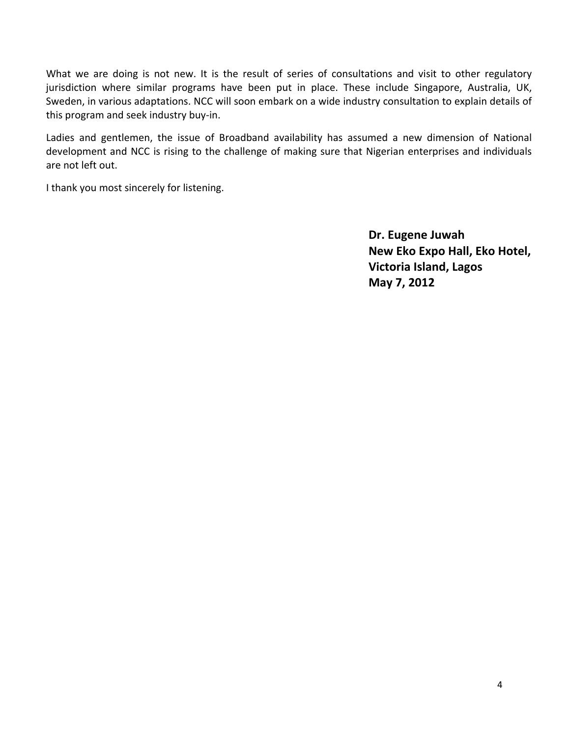What we are doing is not new. It is the result of series of consultations and visit to other regulatory jurisdiction where similar programs have been put in place. These include Singapore, Australia, UK, Sweden, in various adaptations. NCC will soon embark on a wide industry consultation to explain details of this program and seek industry buy-in.

Ladies and gentlemen, the issue of Broadband availability has assumed a new dimension of National development and NCC is rising to the challenge of making sure that Nigerian enterprises and individuals are not left out.

I thank you most sincerely for listening.

**Dr. Eugene Juwah**
**New Eko Expo Hall, Eko Hotel,**
**Victoria Island, Lagos**
**May 7, 2012**